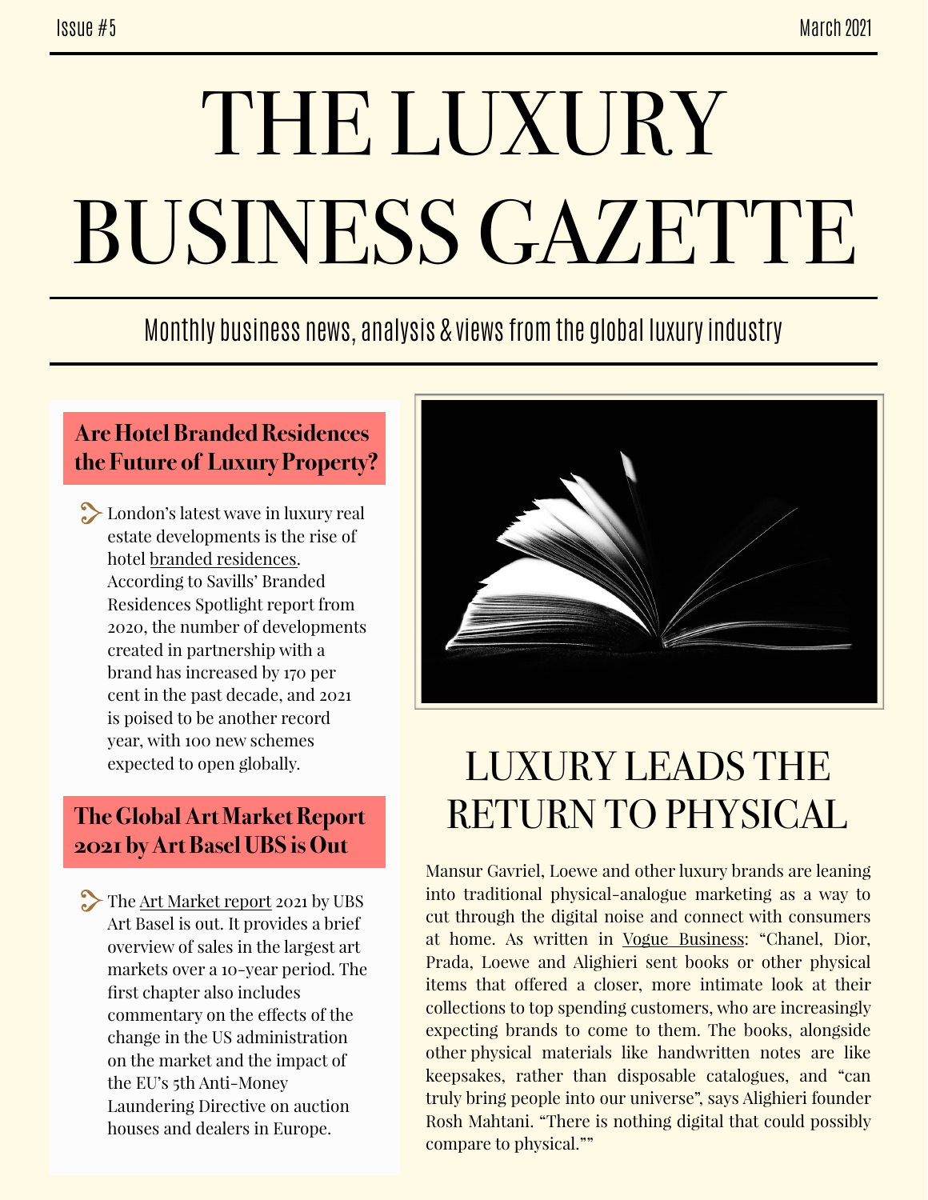Issue #5 March 2021

# THE LUXURY BUSINESS GAZETTE

Monthly business news, analysis & views from the global luxury industry

## Are Hotel Branded Residences the Future of Luxury Property?

London's latest wave in luxury real estate developments is the rise of hotel branded residences. According to Savills' Branded Residences Spotlight report from 2020, the number of developments created in partnership with a brand has increased by 170 per cent in the past decade, and 2021 is poised to be another record year, with 100 new schemes expected to open globally.

## The Global Art Market Report 2021 by Art Basel UBS is Out

The Art Market report 2021 by UBS Art Basel is out. It provides a brief overview of sales in the largest art markets over a 10-year period. The first chapter also includes commentary on the effects of the change in the US administration on the market and the impact of the EU's 5th Anti-Money Laundering Directive on auction houses and dealers in Europe.

## LUXURY LEADS THE RETURN TO PHYSICAL

Mansur Gavriel, Loewe and other luxury brands are leaning into traditional physical-analogue marketing as a way to cut through the digital noise and connect with consumers at home. As written in Vogue Business: "Chanel, Dior, Prada, Loewe and Alighieri sent books or other physical items that offered a closer, more intimate look at their collections to top spending customers, who are increasingly expecting brands to come to them. The books, alongside other physical materials like handwritten notes are like keepsakes, rather than disposable catalogues, and "can truly bring people into our universe", says Alighieri founder Rosh Mahtani. "There is nothing digital that could possibly compare to physical.""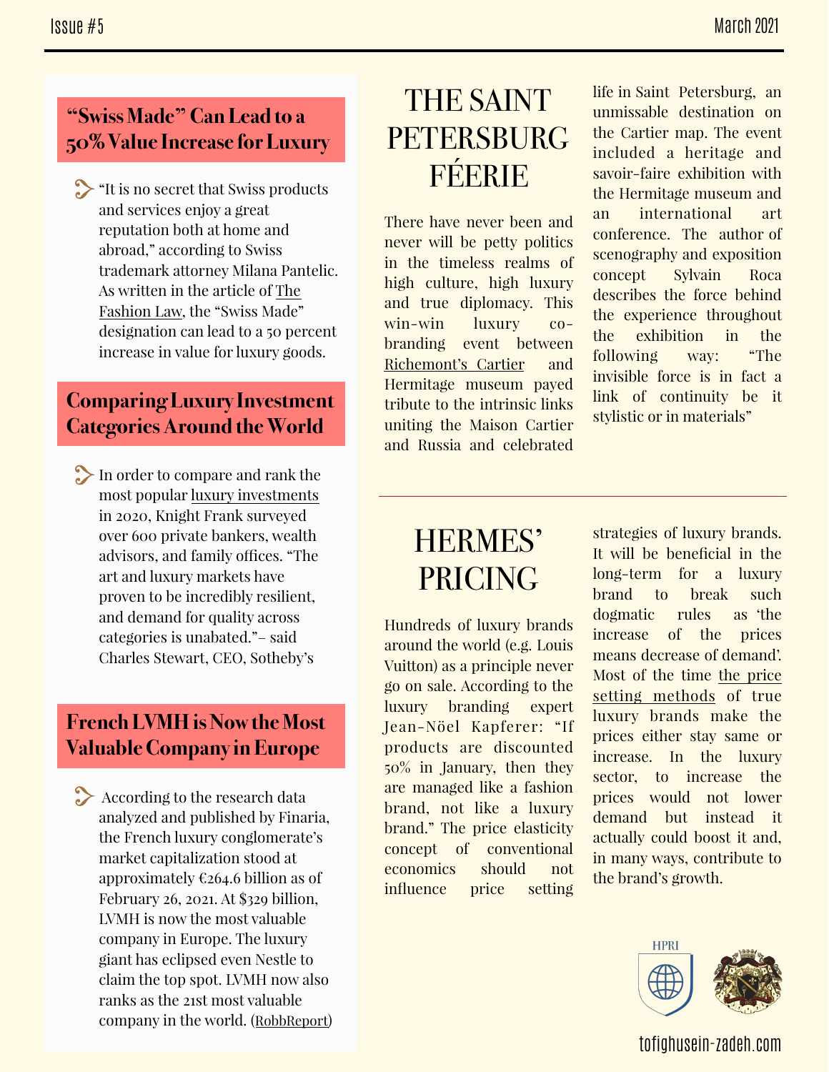## "Swiss Made" Can Lead to a 50% Value Increase for Luxury

"It is no secret that Swiss products and services enjoy a great reputation both at home and abroad," according to Swiss trademark attorney Milana Pantelic. As written in the article of The Fashion Law, the "Swiss Made" designation can lead to a 50 percent increase in value for luxury goods.

## Comparing Luxury Investment Categories Around the World

In order to compare and rank the most popular luxury investments in 2020, Knight Frank surveyed over 600 private bankers, wealth advisors, and family offices. "The art and luxury markets have proven to be incredibly resilient, and demand for quality across categories is unabated."– said Charles Stewart, CEO, Sotheby's

## French LVMH is Now the Most Valuable Company in Europe

According to the research data analyzed and published by Finaria, the French luxury conglomerate's market capitalization stood at approximately €264.6 billion as of February 26, 2021. At $329 billion, LVMH is now the most valuable company in Europe. The luxury giant has eclipsed even Nestle to claim the top spot. LVMH now also ranks as the 21st most valuable company in the world. (RobbReport)

# THE SAINT PETERSBURG FÉERIE

There have never been and never will be petty politics in the timeless realms of high culture, high luxury and true diplomacy. This win-win luxury co-branding event between Richemont's Cartier and Hermitage museum payed tribute to the intrinsic links uniting the Maison Cartier and Russia and celebrated life in Saint Petersburg, an unmissable destination on the Cartier map. The event included a heritage and savoir-faire exhibition with the Hermitage museum and an international art conference. The author of scenography and exposition concept Sylvain Roca describes the force behind the experience throughout the exhibition in the following way: "The invisible force is in fact a link of continuity be it stylistic or in materials"

# HERMES' PRICING

Hundreds of luxury brands around the world (e.g. Louis Vuitton) as a principle never go on sale. According to the luxury branding expert Jean-Nöel Kapferer: "If products are discounted 50% in January, then they are managed like a fashion brand, not like a luxury brand." The price elasticity concept of conventional economics should not influence price setting strategies of luxury brands. It will be beneficial in the long-term for a luxury brand to break such dogmatic rules as 'the increase of the prices means decrease of demand'. Most of the time the price setting methods of true luxury brands make the prices either stay same or increase. In the luxury sector, to increase the prices would not lower demand but instead it actually could boost it and, in many ways, contribute to the brand's growth.

HPRI

tofighusein-zadeh.com